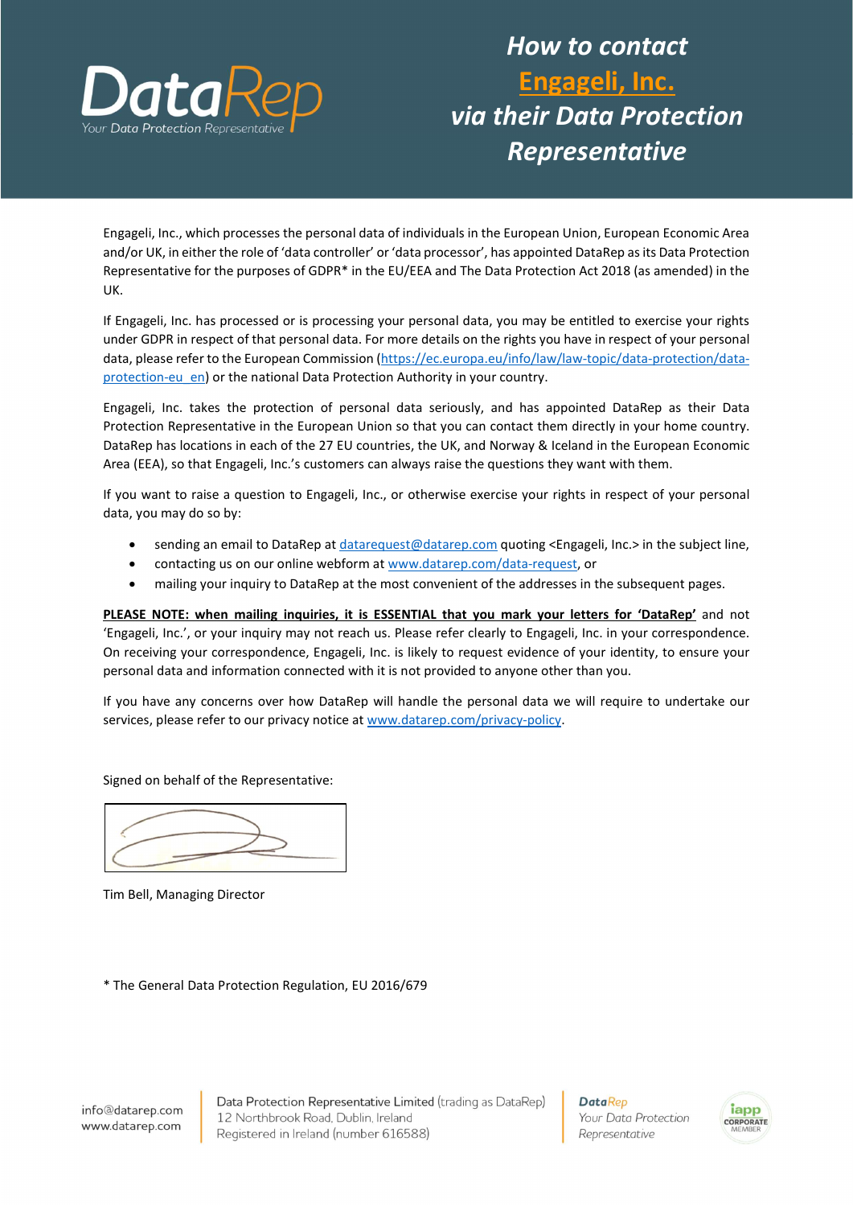# How to contact Engageli, Inc. via their Data Protection Representative

Engageli, Inc., which processes the personal data of individuals in the European Union, European Economic Area and/or UK, in either the role of 'data controller' or 'data processor', has appointed DataRep as its Data Protection Representative for the purposes of GDPR* in the EU/EEA and The Data Protection Act 2018 (as amended) in the UK.

If Engageli, Inc. has processed or is processing your personal data, you may be entitled to exercise your rights under GDPR in respect of that personal data. For more details on the rights you have in respect of your personal data, please refer to the European Commission (https://ec.europa.eu/info/law/law-topic/data-protection/data-protection-eu_en) or the national Data Protection Authority in your country.

Engageli, Inc. takes the protection of personal data seriously, and has appointed DataRep as their Data Protection Representative in the European Union so that you can contact them directly in your home country. DataRep has locations in each of the 27 EU countries, the UK, and Norway & Iceland in the European Economic Area (EEA), so that Engageli, Inc.'s customers can always raise the questions they want with them.

If you want to raise a question to Engageli, Inc., or otherwise exercise your rights in respect of your personal data, you may do so by:

- sending an email to DataRep at datarequest@datarep.com quoting <Engageli, Inc.> in the subject line,
- contacting us on our online webform at www.datarep.com/data-request, or
- mailing your inquiry to DataRep at the most convenient of the addresses in the subsequent pages.

**PLEASE NOTE: when mailing inquiries, it is ESSENTIAL that you mark your letters for 'DataRep'** and not 'Engageli, Inc.', or your inquiry may not reach us. Please refer clearly to Engageli, Inc. in your correspondence. On receiving your correspondence, Engageli, Inc. is likely to request evidence of your identity, to ensure your personal data and information connected with it is not provided to anyone other than you.

If you have any concerns over how DataRep will handle the personal data we will require to undertake our services, please refer to our privacy notice at www.datarep.com/privacy-policy.

Signed on behalf of the Representative:

Tim Bell, Managing Director

\* The General Data Protection Regulation, EU 2016/679

info@datarep.com
www.datarep.com

Data Protection Representative Limited (trading as DataRep)
12 Northbrook Road, Dublin, Ireland
Registered in Ireland (number 616588)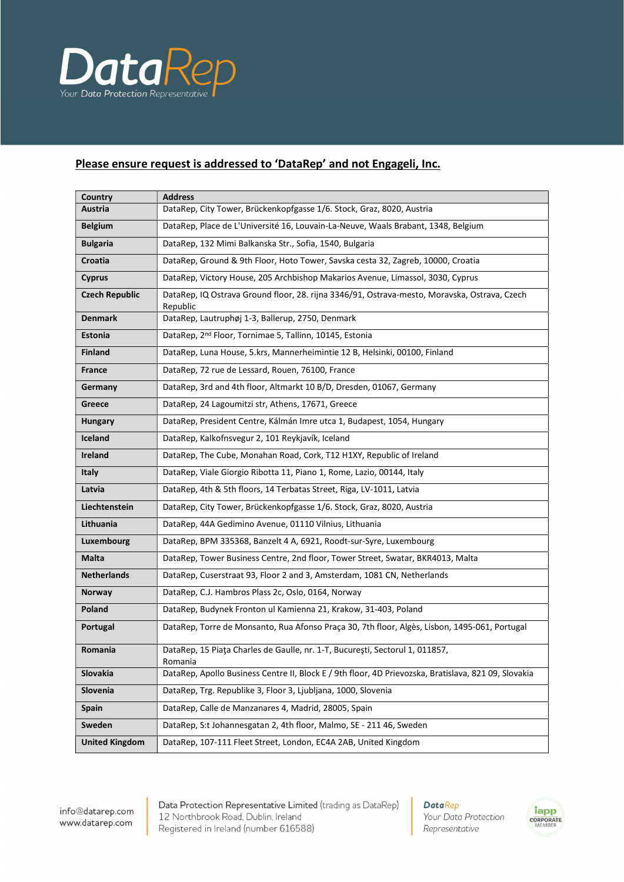**Please ensure request is addressed to 'DataRep' and not Engageli, Inc.**

| Country | Address |
|---|---|
| **Austria** | DataRep, City Tower, Brückenkopfgasse 1/6. Stock, Graz, 8020, Austria |
| **Belgium** | DataRep, Place de L'Université 16, Louvain-La-Neuve, Waals Brabant, 1348, Belgium |
| **Bulgaria** | DataRep, 132 Mimi Balkanska Str., Sofia, 1540, Bulgaria |
| **Croatia** | DataRep, Ground & 9th Floor, Hoto Tower, Savska cesta 32, Zagreb, 10000, Croatia |
| **Cyprus** | DataRep, Victory House, 205 Archbishop Makarios Avenue, Limassol, 3030, Cyprus |
| **Czech Republic** | DataRep, IQ Ostrava Ground floor, 28. rijna 3346/91, Ostrava-mesto, Moravska, Ostrava, Czech Republic |
| **Denmark** | DataRep, Lautruphøj 1-3, Ballerup, 2750, Denmark |
| **Estonia** | DataRep, 2nd Floor, Tornimae 5, Tallinn, 10145, Estonia |
| **Finland** | DataRep, Luna House, 5.krs, Mannerheimintie 12 B, Helsinki, 00100, Finland |
| **France** | DataRep, 72 rue de Lessard, Rouen, 76100, France |
| **Germany** | DataRep, 3rd and 4th floor, Altmarkt 10 B/D, Dresden, 01067, Germany |
| **Greece** | DataRep, 24 Lagoumitzi str, Athens, 17671, Greece |
| **Hungary** | DataRep, President Centre, Kálmán Imre utca 1, Budapest, 1054, Hungary |
| **Iceland** | DataRep, Kalkofnsvegur 2, 101 Reykjavík, Iceland |
| **Ireland** | DataRep, The Cube, Monahan Road, Cork, T12 H1XY, Republic of Ireland |
| **Italy** | DataRep, Viale Giorgio Ribotta 11, Piano 1, Rome, Lazio, 00144, Italy |
| **Latvia** | DataRep, 4th & 5th floors, 14 Terbatas Street, Riga, LV-1011, Latvia |
| **Liechtenstein** | DataRep, City Tower, Brückenkopfgasse 1/6. Stock, Graz, 8020, Austria |
| **Lithuania** | DataRep, 44A Gedimino Avenue, 01110 Vilnius, Lithuania |
| **Luxembourg** | DataRep, BPM 335368, Banzelt 4 A, 6921, Roodt-sur-Syre, Luxembourg |
| **Malta** | DataRep, Tower Business Centre, 2nd floor, Tower Street, Swatar, BKR4013, Malta |
| **Netherlands** | DataRep, Cuserstraat 93, Floor 2 and 3, Amsterdam, 1081 CN, Netherlands |
| **Norway** | DataRep, C.J. Hambros Plass 2c, Oslo, 0164, Norway |
| **Poland** | DataRep, Budynek Fronton ul Kamienna 21, Krakow, 31-403, Poland |
| **Portugal** | DataRep, Torre de Monsanto, Rua Afonso Praça 30, 7th floor, Algès, Lisbon, 1495-061, Portugal |
| **Romania** | DataRep, 15 Piaţa Charles de Gaulle, nr. 1-T, Bucureşti, Sectorul 1, 011857, Romania |
| **Slovakia** | DataRep, Apollo Business Centre II, Block E / 9th floor, 4D Prievozska, Bratislava, 821 09, Slovakia |
| **Slovenia** | DataRep, Trg. Republike 3, Floor 3, Ljubljana, 1000, Slovenia |
| **Spain** | DataRep, Calle de Manzanares 4, Madrid, 28005, Spain |
| **Sweden** | DataRep, S:t Johannesgatan 2, 4th floor, Malmo, SE - 211 46, Sweden |
| **United Kingdom** | DataRep, 107-111 Fleet Street, London, EC4A 2AB, United Kingdom |